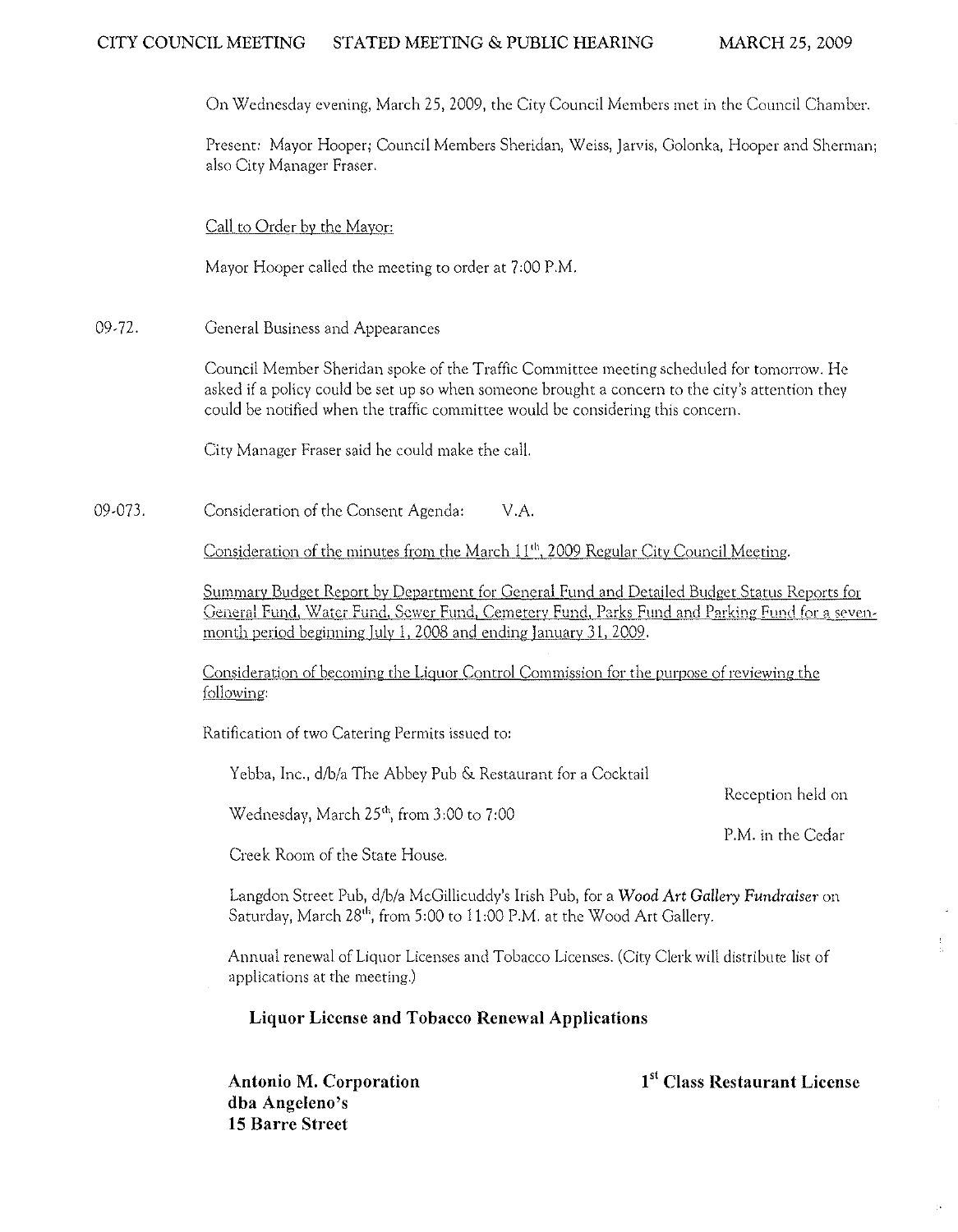On Wednesday evening, March 25, 2009, the City Council Members met in the Council Chamber.

Present: Mayor Hooper; Council Members Sheridan, Weiss, Jarvis, Golonka, Hooper and Sherman; also City Manager Fraser.

Call to Order by the Mayor:

Mayor Hooper called the meeting to order at 7:00 P.M.

09-72. General Business and Appearances

Council Member Sheridan spoke of the Traffic Committee meeting scheduled for tomorrow. He asked if a policy could be set up so when someone brought a concern to the city's attention they could be notified when the traffic committee would be considering this concern.

City Manager Fraser said he could make the call.

09-073. Consideration of the Consent Agenda: V.A.

Consideration of the minutes from the March 11th, 2009 Regular City Council Meeting.

Summary Budget Report by Department for General Fund and Detailed Budget Status Reports for General Fund, Water Fund, Sewer Fund, Cemetery Fund, Parks Fund and Parking Fund for a seven-month period beginning July 1, 2008 and ending January 31, 2009.

Consideration of becoming the Liquor Control Commission for the purpose of reviewing the following:

Ratification of two Catering Permits issued to:

Yebba, Inc., d/b/a The Abbey Pub & Restaurant for a Cocktail Reception held on Wednesday, March 25th, from 3:00 to 7:00 P.M. in the Cedar Creek Room of the State House.

Langdon Street Pub, d/b/a McGillicuddy's Irish Pub, for a *Wood Art Gallery Fundraiser* on Saturday, March 28th, from 5:00 to 11:00 P.M. at the Wood Art Gallery.

Annual renewal of Liquor Licenses and Tobacco Licenses. (City Clerk will distribute list of applications at the meeting.)

**Liquor License and Tobacco Renewal Applications**

**Antonio M. Corporation**
**dba Angeleno's**
**15 Barre Street**

**1st Class Restaurant License**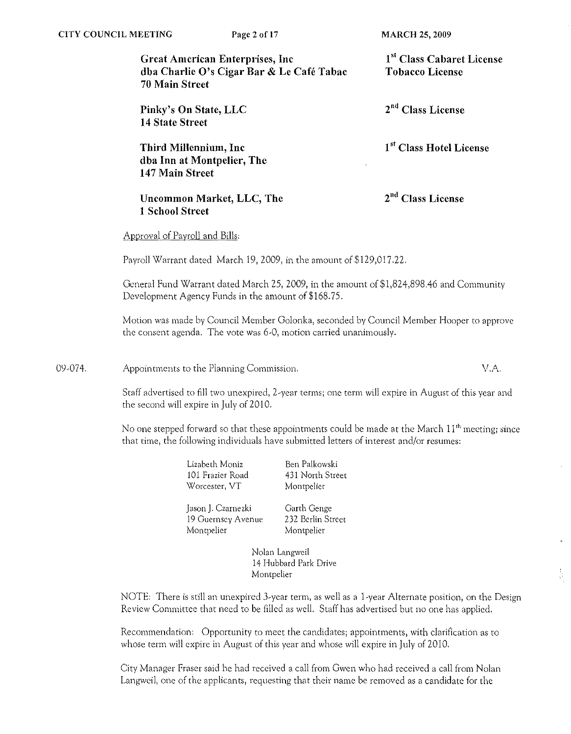| | |
|---|---|
| **Great American Enterprises, Inc**<br>**dba Charlie O's Cigar Bar & Le Café Tabac**<br>**70 Main Street** | **1st Class Cabaret License**<br>**Tobacco License** |
| **Pinky's On State, LLC**<br>**14 State Street** | **2nd Class License** |
| **Third Millennium, Inc**<br>**dba Inn at Montpelier, The**<br>**147 Main Street** | **1st Class Hotel License** |
| **Uncommon Market, LLC, The**<br>**1 School Street** | **2nd Class License** |

Approval of Payroll and Bills:

Payroll Warrant dated March 19, 2009, in the amount of $129,017.22.

General Fund Warrant dated March 25, 2009, in the amount of $1,824,898.46 and Community Development Agency Funds in the amount of $168.75.

Motion was made by Council Member Golonka, seconded by Council Member Hooper to approve the consent agenda. The vote was 6-0, motion carried unanimously.

09-074. Appointments to the Planning Commission. V.A.

Staff advertised to fill two unexpired, 2-year terms; one term will expire in August of this year and the second will expire in July of 2010.

No one stepped forward so that these appointments could be made at the March 11th meeting; since that time, the following individuals have submitted letters of interest and/or resumes:

| | |
|---|---|
| Lizabeth Moniz<br>101 Frazier Road<br>Worcester, VT | Ben Palkowski<br>431 North Street<br>Montpelier |
| Jason J. Czarnezki<br>19 Guernsey Avenue<br>Montpelier | Garth Genge<br>232 Berlin Street<br>Montpelier |

Nolan Langweil
14 Hubbard Park Drive
Montpelier

NOTE: There is still an unexpired 3-year term, as well as a 1-year Alternate position, on the Design Review Committee that need to be filled as well. Staff has advertised but no one has applied.

Recommendation: Opportunity to meet the candidates; appointments, with clarification as to whose term will expire in August of this year and whose will expire in July of 2010.

City Manager Fraser said he had received a call from Gwen who had received a call from Nolan Langweil, one of the applicants, requesting that their name be removed as a candidate for the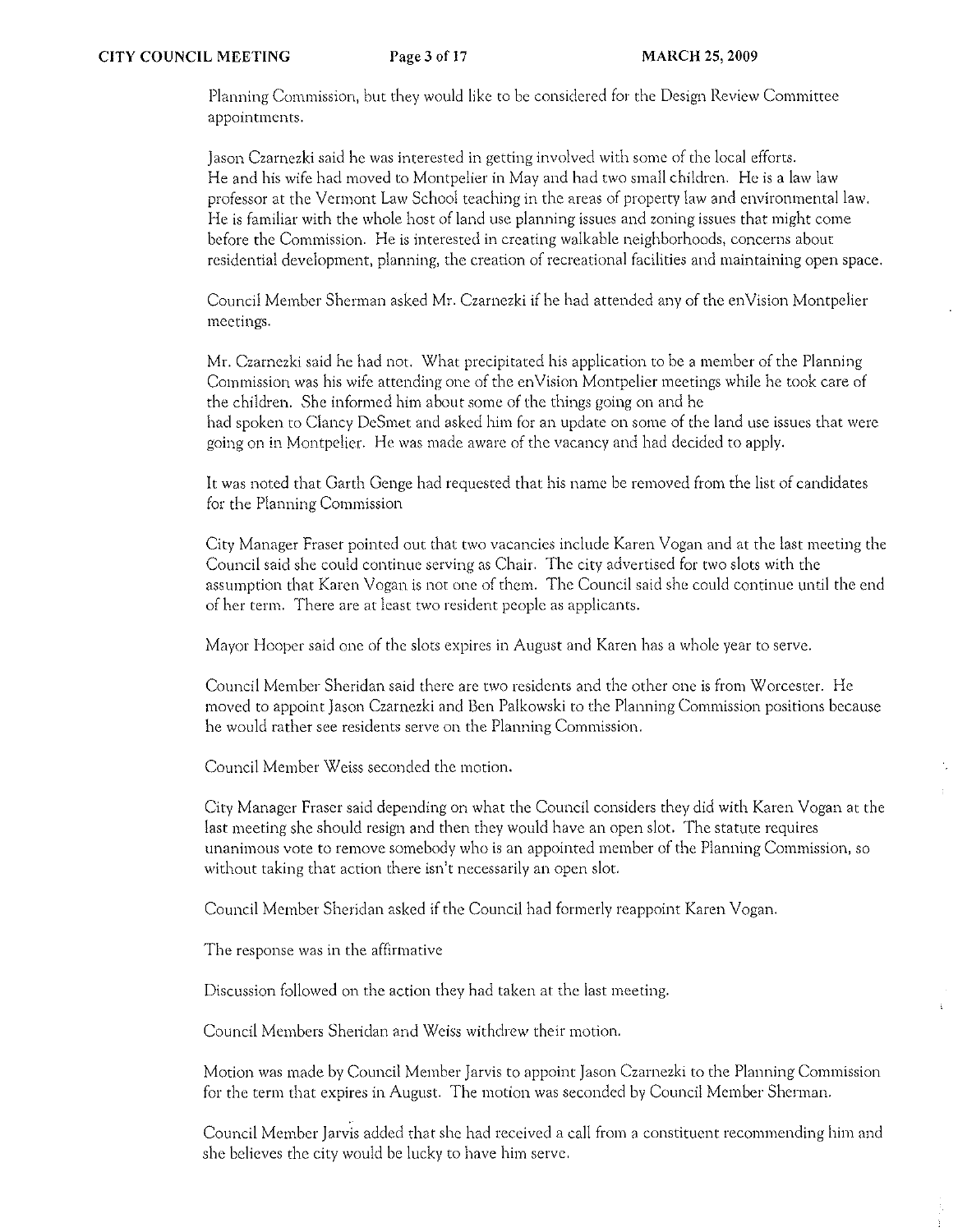Planning Commission, but they would like to be considered for the Design Review Committee appointments.

Jason Czarnezki said he was interested in getting involved with some of the local efforts. He and his wife had moved to Montpelier in May and had two small children. He is a law law professor at the Vermont Law School teaching in the areas of property law and environmental law. He is familiar with the whole host of land use planning issues and zoning issues that might come before the Commission. He is interested in creating walkable neighborhoods, concerns about residential development, planning, the creation of recreational facilities and maintaining open space.

Council Member Sherman asked Mr. Czarnezki if he had attended any of the enVision Montpelier meetings.

Mr. Czarnezki said he had not. What precipitated his application to be a member of the Planning Commission was his wife attending one of the enVision Montpelier meetings while he took care of the children. She informed him about some of the things going on and he had spoken to Clancy DeSmet and asked him for an update on some of the land use issues that were going on in Montpelier. He was made aware of the vacancy and had decided to apply.

It was noted that Garth Genge had requested that his name be removed from the list of candidates for the Planning Commission

City Manager Fraser pointed out that two vacancies include Karen Vogan and at the last meeting the Council said she could continue serving as Chair. The city advertised for two slots with the assumption that Karen Vogan is not one of them. The Council said she could continue until the end of her term. There are at least two resident people as applicants.

Mayor Hooper said one of the slots expires in August and Karen has a whole year to serve.

Council Member Sheridan said there are two residents and the other one is from Worcester. He moved to appoint Jason Czarnezki and Ben Palkowski to the Planning Commission positions because he would rather see residents serve on the Planning Commission.

Council Member Weiss seconded the motion.

City Manager Fraser said depending on what the Council considers they did with Karen Vogan at the last meeting she should resign and then they would have an open slot. The statute requires unanimous vote to remove somebody who is an appointed member of the Planning Commission, so without taking that action there isn't necessarily an open slot.

Council Member Sheridan asked if the Council had formerly reappoint Karen Vogan.

The response was in the affirmative

Discussion followed on the action they had taken at the last meeting.

Council Members Sheridan and Weiss withdrew their motion.

Motion was made by Council Member Jarvis to appoint Jason Czarnezki to the Planning Commission for the term that expires in August. The motion was seconded by Council Member Sherman.

Council Member Jarvis added that she had received a call from a constituent recommending him and she believes the city would be lucky to have him serve.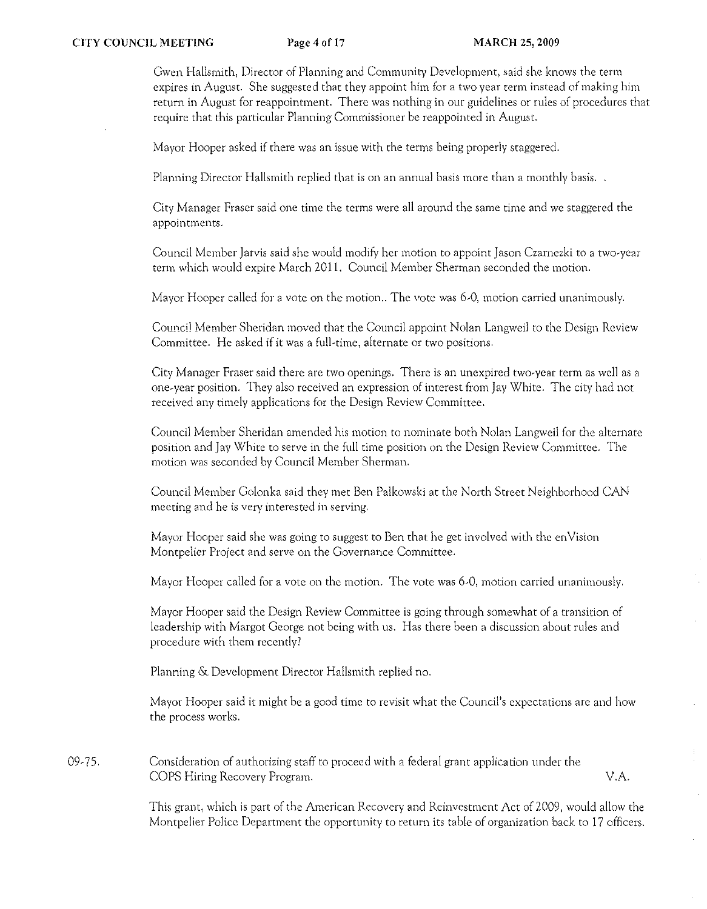Gwen Hallsmith, Director of Planning and Community Development, said she knows the term expires in August. She suggested that they appoint him for a two year term instead of making him return in August for reappointment. There was nothing in our guidelines or rules of procedures that require that this particular Planning Commissioner be reappointed in August.

Mayor Hooper asked if there was an issue with the terms being properly staggered.

Planning Director Hallsmith replied that is on an annual basis more than a monthly basis. .

City Manager Fraser said one time the terms were all around the same time and we staggered the appointments.

Council Member Jarvis said she would modify her motion to appoint Jason Czarnezki to a two-year term which would expire March 2011. Council Member Sherman seconded the motion.

Mayor Hooper called for a vote on the motion.. The vote was 6-0, motion carried unanimously.

Council Member Sheridan moved that the Council appoint Nolan Langweil to the Design Review Committee. He asked if it was a full-time, alternate or two positions.

City Manager Fraser said there are two openings. There is an unexpired two-year term as well as a one-year position. They also received an expression of interest from Jay White. The city had not received any timely applications for the Design Review Committee.

Council Member Sheridan amended his motion to nominate both Nolan Langweil for the alternate position and Jay White to serve in the full time position on the Design Review Committee. The motion was seconded by Council Member Sherman.

Council Member Golonka said they met Ben Palkowski at the North Street Neighborhood CAN meeting and he is very interested in serving.

Mayor Hooper said she was going to suggest to Ben that he get involved with the enVision Montpelier Project and serve on the Governance Committee.

Mayor Hooper called for a vote on the motion. The vote was 6-0, motion carried unanimously.

Mayor Hooper said the Design Review Committee is going through somewhat of a transition of leadership with Margot George not being with us. Has there been a discussion about rules and procedure with them recently?

Planning & Development Director Hallsmith replied no.

Mayor Hooper said it might be a good time to revisit what the Council's expectations are and how the process works.

09-75. Consideration of authorizing staff to proceed with a federal grant application under the COPS Hiring Recovery Program. V.A.

This grant, which is part of the American Recovery and Reinvestment Act of 2009, would allow the Montpelier Police Department the opportunity to return its table of organization back to 17 officers.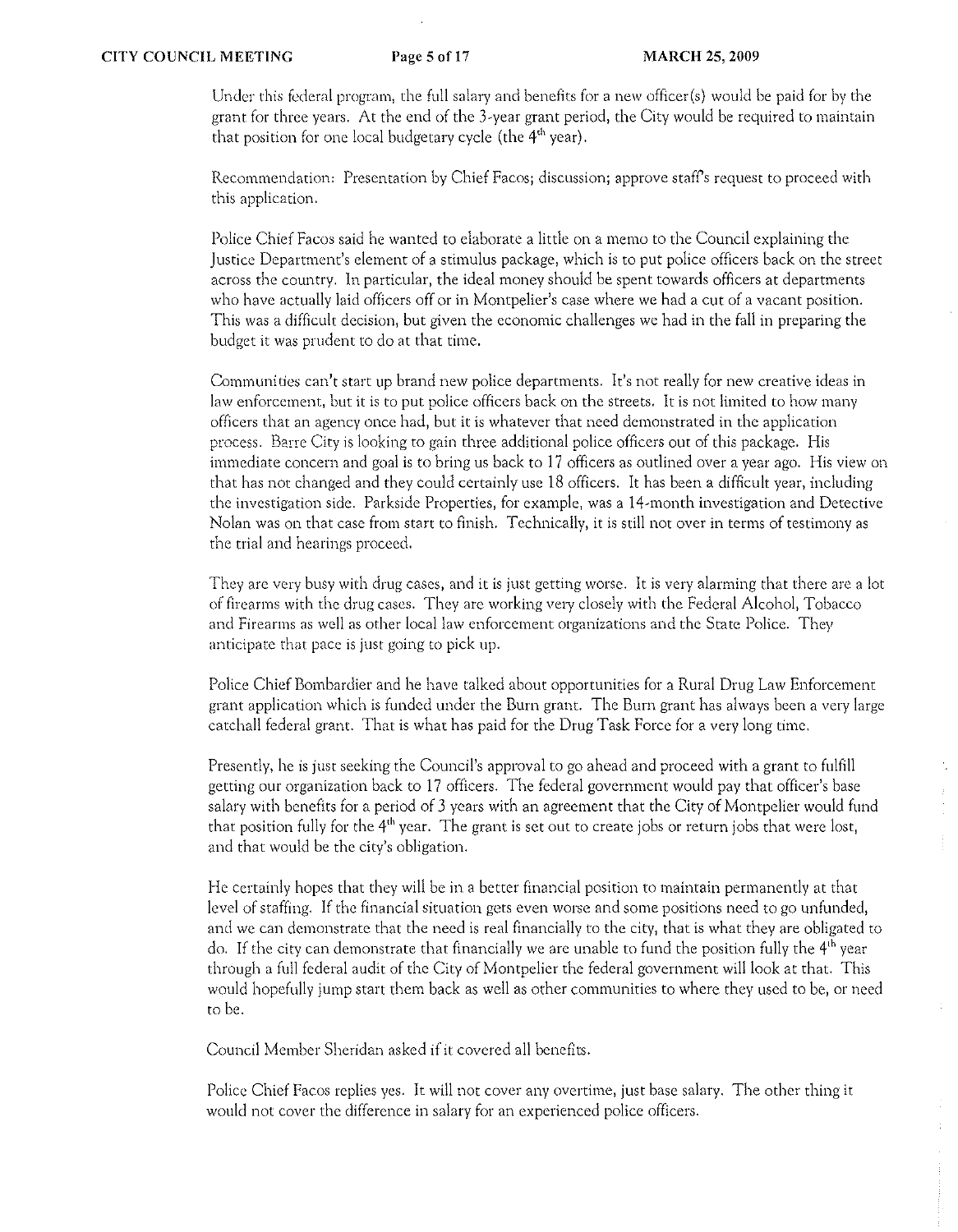Under this federal program, the full salary and benefits for a new officer(s) would be paid for by the grant for three years. At the end of the 3-year grant period, the City would be required to maintain that position for one local budgetary cycle (the 4th year).

Recommendation: Presentation by Chief Facos; discussion; approve staff's request to proceed with this application.

Police Chief Facos said he wanted to elaborate a little on a memo to the Council explaining the Justice Department's element of a stimulus package, which is to put police officers back on the street across the country. In particular, the ideal money should be spent towards officers at departments who have actually laid officers off or in Montpelier's case where we had a cut of a vacant position. This was a difficult decision, but given the economic challenges we had in the fall in preparing the budget it was prudent to do at that time.

Communities can't start up brand new police departments. It's not really for new creative ideas in law enforcement, but it is to put police officers back on the streets. It is not limited to how many officers that an agency once had, but it is whatever that need demonstrated in the application process. Barre City is looking to gain three additional police officers out of this package. His immediate concern and goal is to bring us back to 17 officers as outlined over a year ago. His view on that has not changed and they could certainly use 18 officers. It has been a difficult year, including the investigation side. Parkside Properties, for example, was a 14-month investigation and Detective Nolan was on that case from start to finish. Technically, it is still not over in terms of testimony as the trial and hearings proceed.

They are very busy with drug cases, and it is just getting worse. It is very alarming that there are a lot of firearms with the drug cases. They are working very closely with the Federal Alcohol, Tobacco and Firearms as well as other local law enforcement organizations and the State Police. They anticipate that pace is just going to pick up.

Police Chief Bombardier and he have talked about opportunities for a Rural Drug Law Enforcement grant application which is funded under the Burn grant. The Burn grant has always been a very large catchall federal grant. That is what has paid for the Drug Task Force for a very long time.

Presently, he is just seeking the Council's approval to go ahead and proceed with a grant to fulfill getting our organization back to 17 officers. The federal government would pay that officer's base salary with benefits for a period of 3 years with an agreement that the City of Montpelier would fund that position fully for the 4th year. The grant is set out to create jobs or return jobs that were lost, and that would be the city's obligation.

He certainly hopes that they will be in a better financial position to maintain permanently at that level of staffing. If the financial situation gets even worse and some positions need to go unfunded, and we can demonstrate that the need is real financially to the city, that is what they are obligated to do. If the city can demonstrate that financially we are unable to fund the position fully the 4th year through a full federal audit of the City of Montpelier the federal government will look at that. This would hopefully jump start them back as well as other communities to where they used to be, or need to be.

Council Member Sheridan asked if it covered all benefits.

Police Chief Facos replies yes. It will not cover any overtime, just base salary. The other thing it would not cover the difference in salary for an experienced police officers.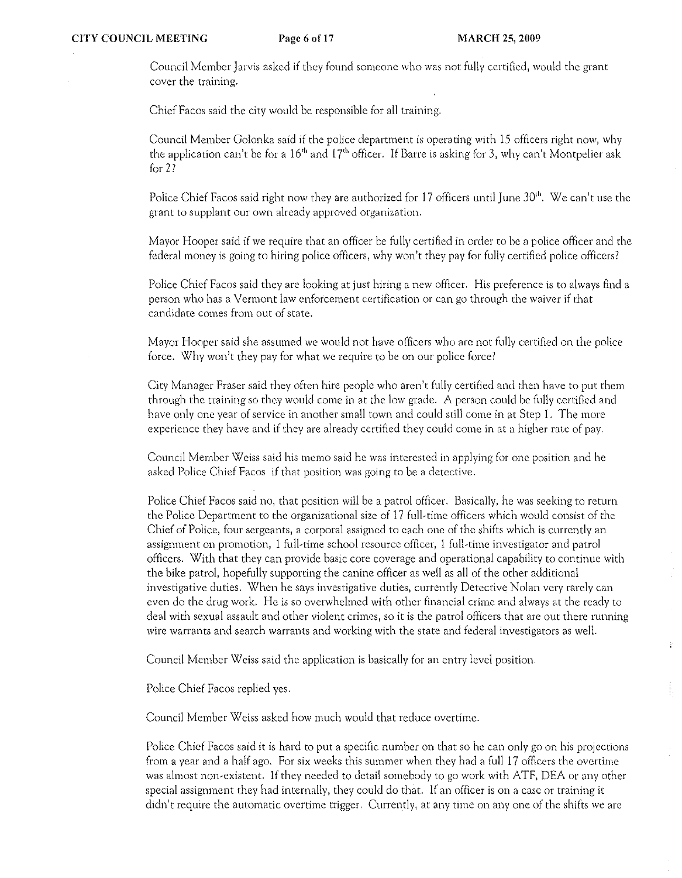Council Member Jarvis asked if they found someone who was not fully certified, would the grant cover the training.

Chief Facos said the city would be responsible for all training.

Council Member Golonka said if the police department is operating with 15 officers right now, why the application can't be for a 16th and 17th officer. If Barre is asking for 3, why can't Montpelier ask for 2?

Police Chief Facos said right now they are authorized for 17 officers until June 30th. We can't use the grant to supplant our own already approved organization.

Mayor Hooper said if we require that an officer be fully certified in order to be a police officer and the federal money is going to hiring police officers, why won't they pay for fully certified police officers?

Police Chief Facos said they are looking at just hiring a new officer. His preference is to always find a person who has a Vermont law enforcement certification or can go through the waiver if that candidate comes from out of state.

Mayor Hooper said she assumed we would not have officers who are not fully certified on the police force. Why won't they pay for what we require to be on our police force?

City Manager Fraser said they often hire people who aren't fully certified and then have to put them through the training so they would come in at the low grade. A person could be fully certified and have only one year of service in another small town and could still come in at Step 1. The more experience they have and if they are already certified they could come in at a higher rate of pay.

Council Member Weiss said his memo said he was interested in applying for one position and he asked Police Chief Facos if that position was going to be a detective.

Police Chief Facos said no, that position will be a patrol officer. Basically, he was seeking to return the Police Department to the organizational size of 17 full-time officers which would consist of the Chief of Police, four sergeants, a corporal assigned to each one of the shifts which is currently an assignment on promotion, 1 full-time school resource officer, 1 full-time investigator and patrol officers. With that they can provide basic core coverage and operational capability to continue with the bike patrol, hopefully supporting the canine officer as well as all of the other additional investigative duties. When he says investigative duties, currently Detective Nolan very rarely can even do the drug work. He is so overwhelmed with other financial crime and always at the ready to deal with sexual assault and other violent crimes, so it is the patrol officers that are out there running wire warrants and search warrants and working with the state and federal investigators as well.

Council Member Weiss said the application is basically for an entry level position.

Police Chief Facos replied yes.

Council Member Weiss asked how much would that reduce overtime.

Police Chief Facos said it is hard to put a specific number on that so he can only go on his projections from a year and a half ago. For six weeks this summer when they had a full 17 officers the overtime was almost non-existent. If they needed to detail somebody to go work with ATF, DEA or any other special assignment they had internally, they could do that. If an officer is on a case or training it didn't require the automatic overtime trigger. Currently, at any time on any one of the shifts we are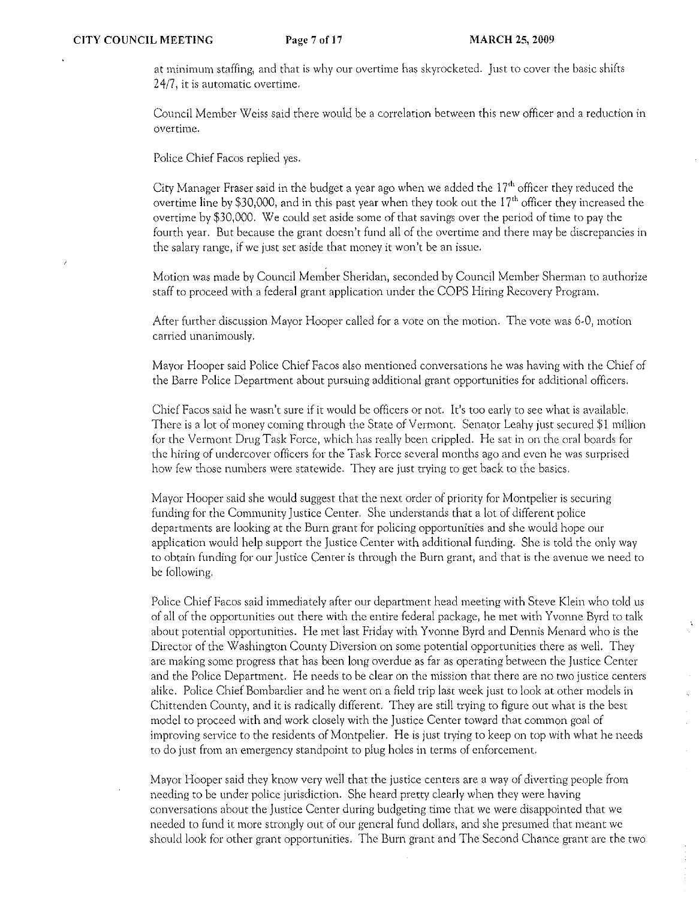at minimum staffing, and that is why our overtime has skyrocketed. Just to cover the basic shifts 24/7, it is automatic overtime.

Council Member Weiss said there would be a correlation between this new officer and a reduction in overtime.

Police Chief Facos replied yes.

City Manager Fraser said in the budget a year ago when we added the 17th officer they reduced the overtime line by $30,000, and in this past year when they took out the 17th officer they increased the overtime by $30,000. We could set aside some of that savings over the period of time to pay the fourth year. But because the grant doesn't fund all of the overtime and there may be discrepancies in the salary range, if we just set aside that money it won't be an issue.

Motion was made by Council Member Sheridan, seconded by Council Member Sherman to authorize staff to proceed with a federal grant application under the COPS Hiring Recovery Program.

After further discussion Mayor Hooper called for a vote on the motion. The vote was 6-0, motion carried unanimously.

Mayor Hooper said Police Chief Facos also mentioned conversations he was having with the Chief of the Barre Police Department about pursuing additional grant opportunities for additional officers.

Chief Facos said he wasn't sure if it would be officers or not. It's too early to see what is available. There is a lot of money coming through the State of Vermont. Senator Leahy just secured $1 million for the Vermont Drug Task Force, which has really been crippled. He sat in on the oral boards for the hiring of undercover officers for the Task Force several months ago and even he was surprised how few those numbers were statewide. They are just trying to get back to the basics.

Mayor Hooper said she would suggest that the next order of priority for Montpelier is securing funding for the Community Justice Center. She understands that a lot of different police departments are looking at the Burn grant for policing opportunities and she would hope our application would help support the Justice Center with additional funding. She is told the only way to obtain funding for our Justice Center is through the Burn grant, and that is the avenue we need to be following.

Police Chief Facos said immediately after our department head meeting with Steve Klein who told us of all of the opportunities out there with the entire federal package, he met with Yvonne Byrd to talk about potential opportunities. He met last Friday with Yvonne Byrd and Dennis Menard who is the Director of the Washington County Diversion on some potential opportunities there as well. They are making some progress that has been long overdue as far as operating between the Justice Center and the Police Department. He needs to be clear on the mission that there are no two justice centers alike. Police Chief Bombardier and he went on a field trip last week just to look at other models in Chittenden County, and it is radically different. They are still trying to figure out what is the best model to proceed with and work closely with the Justice Center toward that common goal of improving service to the residents of Montpelier. He is just trying to keep on top with what he needs to do just from an emergency standpoint to plug holes in terms of enforcement.

Mayor Hooper said they know very well that the justice centers are a way of diverting people from needing to be under police jurisdiction. She heard pretty clearly when they were having conversations about the Justice Center during budgeting time that we were disappointed that we needed to fund it more strongly out of our general fund dollars, and she presumed that meant we should look for other grant opportunities. The Burn grant and The Second Chance grant are the two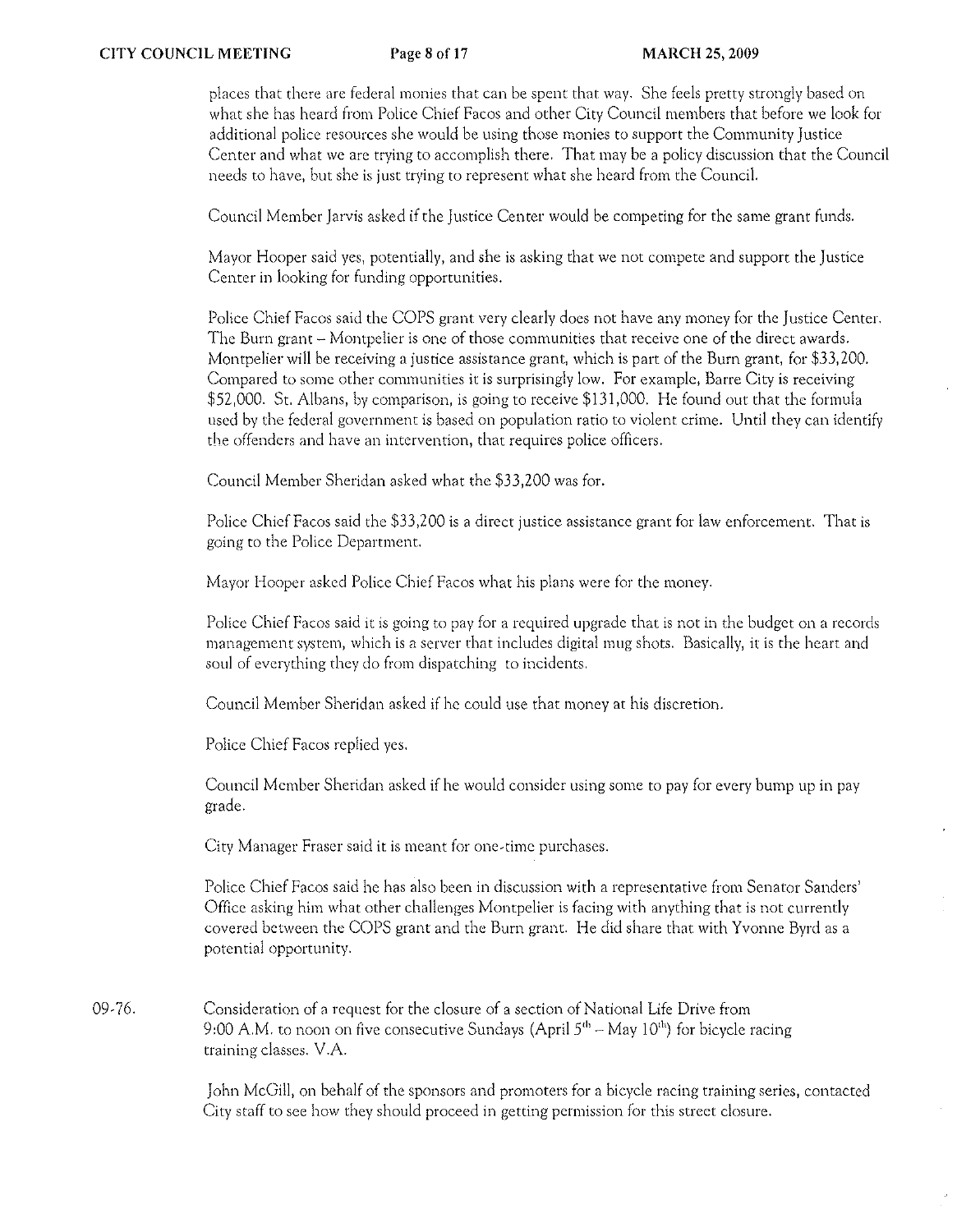places that there are federal monies that can be spent that way. She feels pretty strongly based on what she has heard from Police Chief Facos and other City Council members that before we look for additional police resources she would be using those monies to support the Community Justice Center and what we are trying to accomplish there. That may be a policy discussion that the Council needs to have, but she is just trying to represent what she heard from the Council.

Council Member Jarvis asked if the Justice Center would be competing for the same grant funds.

Mayor Hooper said yes, potentially, and she is asking that we not compete and support the Justice Center in looking for funding opportunities.

Police Chief Facos said the COPS grant very clearly does not have any money for the Justice Center. The Burn grant – Montpelier is one of those communities that receive one of the direct awards. Montpelier will be receiving a justice assistance grant, which is part of the Burn grant, for $33,200. Compared to some other communities it is surprisingly low. For example, Barre City is receiving $52,000. St. Albans, by comparison, is going to receive $131,000. He found out that the formula used by the federal government is based on population ratio to violent crime. Until they can identify the offenders and have an intervention, that requires police officers.

Council Member Sheridan asked what the $33,200 was for.

Police Chief Facos said the $33,200 is a direct justice assistance grant for law enforcement. That is going to the Police Department.

Mayor Hooper asked Police Chief Facos what his plans were for the money.

Police Chief Facos said it is going to pay for a required upgrade that is not in the budget on a records management system, which is a server that includes digital mug shots. Basically, it is the heart and soul of everything they do from dispatching to incidents.

Council Member Sheridan asked if he could use that money at his discretion.

Police Chief Facos replied yes.

Council Member Sheridan asked if he would consider using some to pay for every bump up in pay grade.

City Manager Fraser said it is meant for one-time purchases.

Police Chief Facos said he has also been in discussion with a representative from Senator Sanders' Office asking him what other challenges Montpelier is facing with anything that is not currently covered between the COPS grant and the Burn grant. He did share that with Yvonne Byrd as a potential opportunity.

09-76. Consideration of a request for the closure of a section of National Life Drive from 9:00 A.M. to noon on five consecutive Sundays (April 5th – May 10th) for bicycle racing training classes. V.A.

John McGill, on behalf of the sponsors and promoters for a bicycle racing training series, contacted City staff to see how they should proceed in getting permission for this street closure.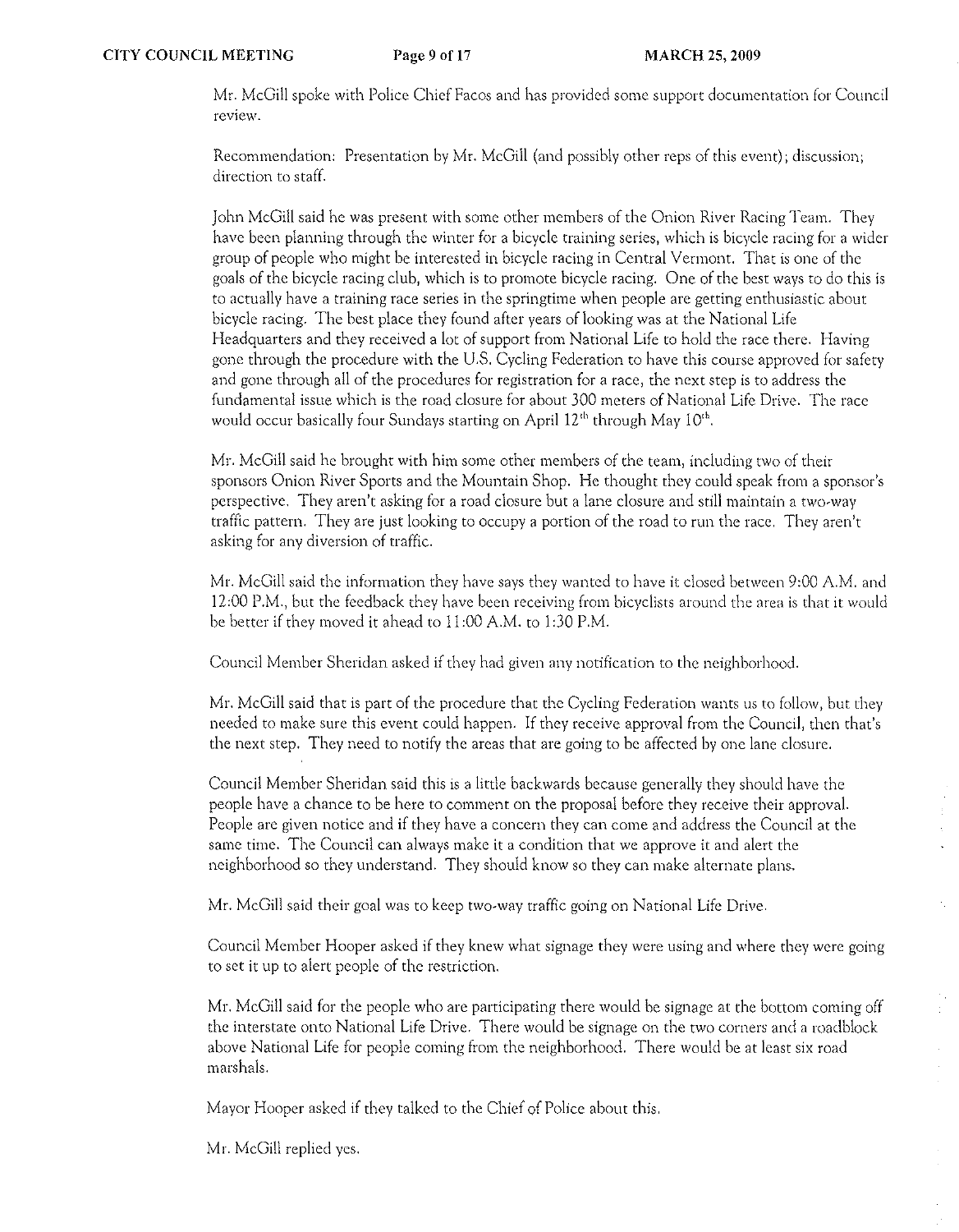Mr. McGill spoke with Police Chief Facos and has provided some support documentation for Council review.

Recommendation: Presentation by Mr. McGill (and possibly other reps of this event); discussion; direction to staff.

John McGill said he was present with some other members of the Onion River Racing Team. They have been planning through the winter for a bicycle training series, which is bicycle racing for a wider group of people who might be interested in bicycle racing in Central Vermont. That is one of the goals of the bicycle racing club, which is to promote bicycle racing. One of the best ways to do this is to actually have a training race series in the springtime when people are getting enthusiastic about bicycle racing. The best place they found after years of looking was at the National Life Headquarters and they received a lot of support from National Life to hold the race there. Having gone through the procedure with the U.S. Cycling Federation to have this course approved for safety and gone through all of the procedures for registration for a race, the next step is to address the fundamental issue which is the road closure for about 300 meters of National Life Drive. The race would occur basically four Sundays starting on April 12th through May 10th.

Mr. McGill said he brought with him some other members of the team, including two of their sponsors Onion River Sports and the Mountain Shop. He thought they could speak from a sponsor's perspective. They aren't asking for a road closure but a lane closure and still maintain a two-way traffic pattern. They are just looking to occupy a portion of the road to run the race. They aren't asking for any diversion of traffic.

Mr. McGill said the information they have says they wanted to have it closed between 9:00 A.M. and 12:00 P.M., but the feedback they have been receiving from bicyclists around the area is that it would be better if they moved it ahead to 11:00 A.M. to 1:30 P.M.

Council Member Sheridan asked if they had given any notification to the neighborhood.

Mr. McGill said that is part of the procedure that the Cycling Federation wants us to follow, but they needed to make sure this event could happen. If they receive approval from the Council, then that's the next step. They need to notify the areas that are going to be affected by one lane closure.

Council Member Sheridan said this is a little backwards because generally they should have the people have a chance to be here to comment on the proposal before they receive their approval. People are given notice and if they have a concern they can come and address the Council at the same time. The Council can always make it a condition that we approve it and alert the neighborhood so they understand. They should know so they can make alternate plans.

Mr. McGill said their goal was to keep two-way traffic going on National Life Drive.

Council Member Hooper asked if they knew what signage they were using and where they were going to set it up to alert people of the restriction.

Mr. McGill said for the people who are participating there would be signage at the bottom coming off the interstate onto National Life Drive. There would be signage on the two corners and a roadblock above National Life for people coming from the neighborhood. There would be at least six road marshals.

Mayor Hooper asked if they talked to the Chief of Police about this.

Mr. McGill replied yes.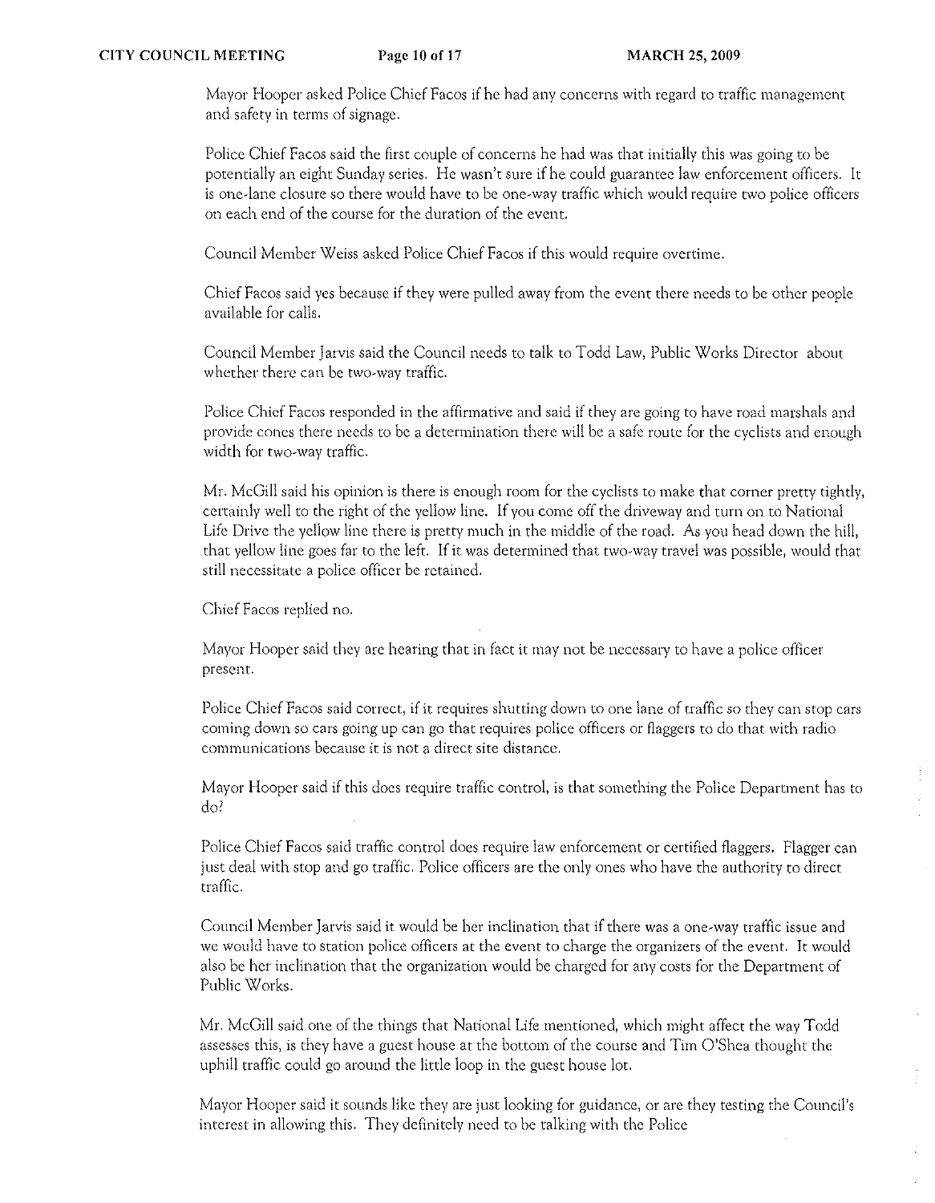Mayor Hooper asked Police Chief Facos if he had any concerns with regard to traffic management and safety in terms of signage.

Police Chief Facos said the first couple of concerns he had was that initially this was going to be potentially an eight Sunday series. He wasn't sure if he could guarantee law enforcement officers. It is one-lane closure so there would have to be one-way traffic which would require two police officers on each end of the course for the duration of the event.

Council Member Weiss asked Police Chief Facos if this would require overtime.

Chief Facos said yes because if they were pulled away from the event there needs to be other people available for calls.

Council Member Jarvis said the Council needs to talk to Todd Law, Public Works Director about whether there can be two-way traffic.

Police Chief Facos responded in the affirmative and said if they are going to have road marshals and provide cones there needs to be a determination there will be a safe route for the cyclists and enough width for two-way traffic.

Mr. McGill said his opinion is there is enough room for the cyclists to make that corner pretty tightly, certainly well to the right of the yellow line. If you come off the driveway and turn on to National Life Drive the yellow line there is pretty much in the middle of the road. As you head down the hill, that yellow line goes far to the left. If it was determined that two-way travel was possible, would that still necessitate a police officer be retained.

Chief Facos replied no.

Mayor Hooper said they are hearing that in fact it may not be necessary to have a police officer present.

Police Chief Facos said correct, if it requires shutting down to one lane of traffic so they can stop cars coming down so cars going up can go that requires police officers or flaggers to do that with radio communications because it is not a direct site distance.

Mayor Hooper said if this does require traffic control, is that something the Police Department has to do?

Police Chief Facos said traffic control does require law enforcement or certified flaggers. Flagger can just deal with stop and go traffic. Police officers are the only ones who have the authority to direct traffic.

Council Member Jarvis said it would be her inclination that if there was a one-way traffic issue and we would have to station police officers at the event to charge the organizers of the event. It would also be her inclination that the organization would be charged for any costs for the Department of Public Works.

Mr. McGill said one of the things that National Life mentioned, which might affect the way Todd assesses this, is they have a guest house at the bottom of the course and Tim O'Shea thought the uphill traffic could go around the little loop in the guest house lot.

Mayor Hooper said it sounds like they are just looking for guidance, or are they testing the Council's interest in allowing this. They definitely need to be talking with the Police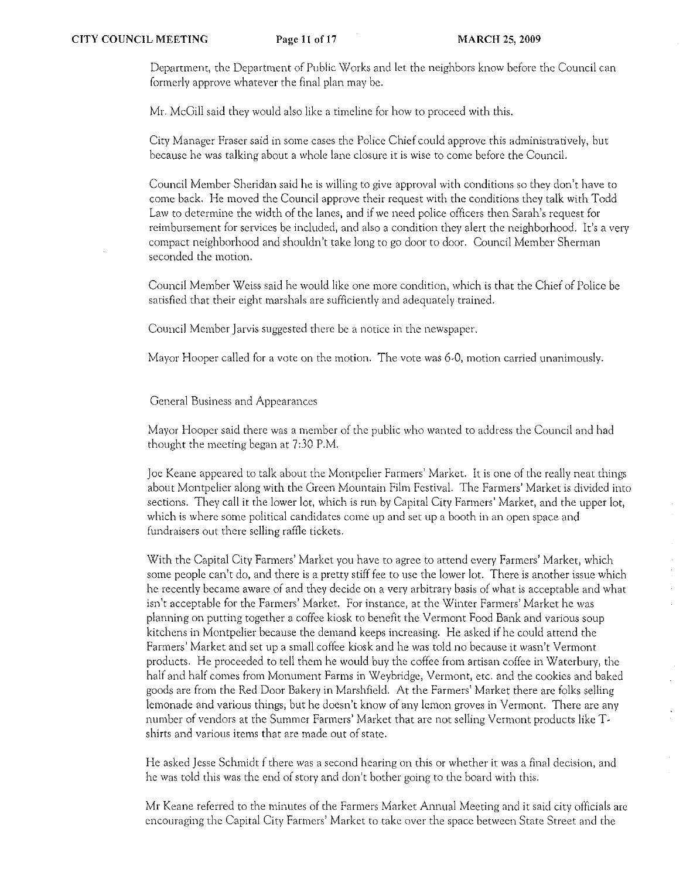Department, the Department of Public Works and let the neighbors know before the Council can formerly approve whatever the final plan may be.

Mr. McGill said they would also like a timeline for how to proceed with this.

City Manager Fraser said in some cases the Police Chief could approve this administratively, but because he was talking about a whole lane closure it is wise to come before the Council.

Council Member Sheridan said he is willing to give approval with conditions so they don't have to come back. He moved the Council approve their request with the conditions they talk with Todd Law to determine the width of the lanes, and if we need police officers then Sarah's request for reimbursement for services be included, and also a condition they alert the neighborhood. It's a very compact neighborhood and shouldn't take long to go door to door. Council Member Sherman seconded the motion.

Council Member Weiss said he would like one more condition, which is that the Chief of Police be satisfied that their eight marshals are sufficiently and adequately trained.

Council Member Jarvis suggested there be a notice in the newspaper.

Mayor Hooper called for a vote on the motion. The vote was 6-0, motion carried unanimously.

General Business and Appearances

Mayor Hooper said there was a member of the public who wanted to address the Council and had thought the meeting began at 7:30 P.M.

Joe Keane appeared to talk about the Montpelier Farmers' Market. It is one of the really neat things about Montpelier along with the Green Mountain Film Festival. The Farmers' Market is divided into sections. They call it the lower lot, which is run by Capital City Farmers' Market, and the upper lot, which is where some political candidates come up and set up a booth in an open space and fundraisers out there selling raffle tickets.

With the Capital City Farmers' Market you have to agree to attend every Farmers' Market, which some people can't do, and there is a pretty stiff fee to use the lower lot. There is another issue which he recently became aware of and they decide on a very arbitrary basis of what is acceptable and what isn't acceptable for the Farmers' Market. For instance, at the Winter Farmers' Market he was planning on putting together a coffee kiosk to benefit the Vermont Food Bank and various soup kitchens in Montpelier because the demand keeps increasing. He asked if he could attend the Farmers' Market and set up a small coffee kiosk and he was told no because it wasn't Vermont products. He proceeded to tell them he would buy the coffee from artisan coffee in Waterbury, the half and half comes from Monument Farms in Weybridge, Vermont, etc. and the cookies and baked goods are from the Red Door Bakery in Marshfield. At the Farmers' Market there are folks selling lemonade and various things, but he doesn't know of any lemon groves in Vermont. There are any number of vendors at the Summer Farmers' Market that are not selling Vermont products like T-shirts and various items that are made out of state.

He asked Jesse Schmidt f there was a second hearing on this or whether it was a final decision, and he was told this was the end of story and don't bother going to the board with this.

Mr Keane referred to the minutes of the Farmers Market Annual Meeting and it said city officials are encouraging the Capital City Farmers' Market to take over the space between State Street and the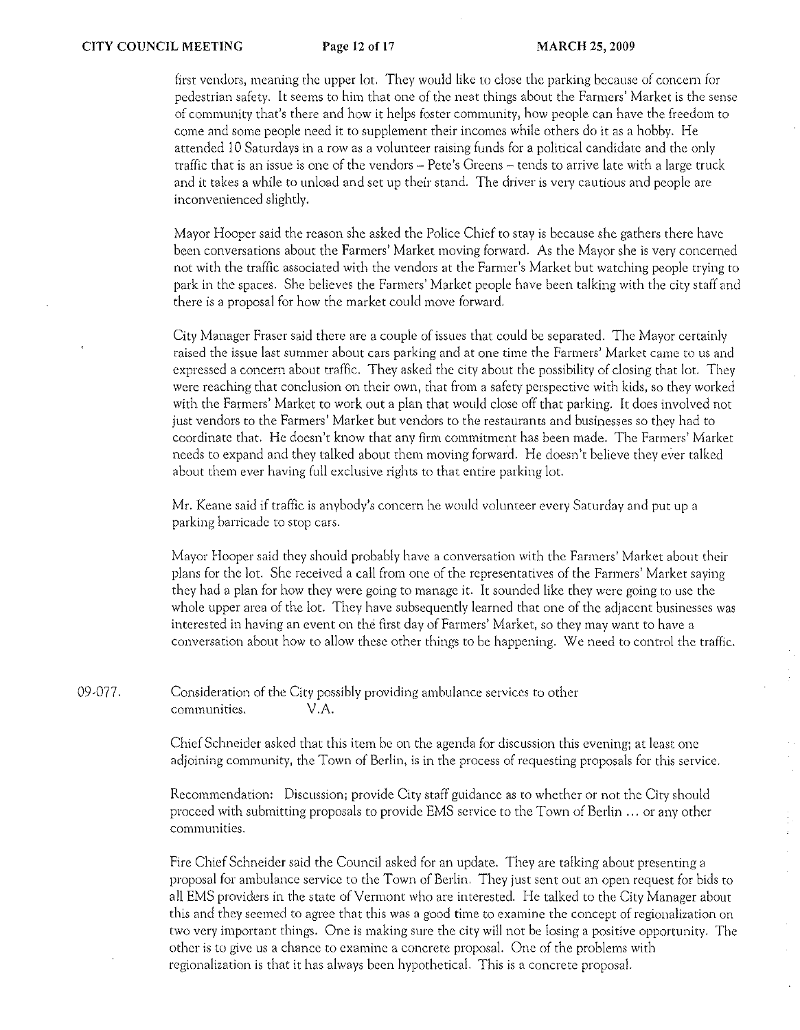first vendors, meaning the upper lot. They would like to close the parking because of concern for pedestrian safety. It seems to him that one of the neat things about the Farmers' Market is the sense of community that's there and how it helps foster community, how people can have the freedom to come and some people need it to supplement their incomes while others do it as a hobby. He attended 10 Saturdays in a row as a volunteer raising funds for a political candidate and the only traffic that is an issue is one of the vendors – Pete's Greens – tends to arrive late with a large truck and it takes a while to unload and set up their stand. The driver is very cautious and people are inconvenienced slightly.

Mayor Hooper said the reason she asked the Police Chief to stay is because she gathers there have been conversations about the Farmers' Market moving forward. As the Mayor she is very concerned not with the traffic associated with the vendors at the Farmer's Market but watching people trying to park in the spaces. She believes the Farmers' Market people have been talking with the city staff and there is a proposal for how the market could move forward.

City Manager Fraser said there are a couple of issues that could be separated. The Mayor certainly raised the issue last summer about cars parking and at one time the Farmers' Market came to us and expressed a concern about traffic. They asked the city about the possibility of closing that lot. They were reaching that conclusion on their own, that from a safety perspective with kids, so they worked with the Farmers' Market to work out a plan that would close off that parking. It does involved not just vendors to the Farmers' Market but vendors to the restaurants and businesses so they had to coordinate that. He doesn't know that any firm commitment has been made. The Farmers' Market needs to expand and they talked about them moving forward. He doesn't believe they ever talked about them ever having full exclusive rights to that entire parking lot.

Mr. Keane said if traffic is anybody's concern he would volunteer every Saturday and put up a parking barricade to stop cars.

Mayor Hooper said they should probably have a conversation with the Farmers' Market about their plans for the lot. She received a call from one of the representatives of the Farmers' Market saying they had a plan for how they were going to manage it. It sounded like they were going to use the whole upper area of the lot. They have subsequently learned that one of the adjacent businesses was interested in having an event on the first day of Farmers' Market, so they may want to have a conversation about how to allow these other things to be happening. We need to control the traffic.

09-077. Consideration of the City possibly providing ambulance services to other communities. V.A.

Chief Schneider asked that this item be on the agenda for discussion this evening; at least one adjoining community, the Town of Berlin, is in the process of requesting proposals for this service.

Recommendation: Discussion; provide City staff guidance as to whether or not the City should proceed with submitting proposals to provide EMS service to the Town of Berlin … or any other communities.

Fire Chief Schneider said the Council asked for an update. They are talking about presenting a proposal for ambulance service to the Town of Berlin. They just sent out an open request for bids to all EMS providers in the state of Vermont who are interested. He talked to the City Manager about this and they seemed to agree that this was a good time to examine the concept of regionalization on two very important things. One is making sure the city will not be losing a positive opportunity. The other is to give us a chance to examine a concrete proposal. One of the problems with regionalization is that it has always been hypothetical. This is a concrete proposal.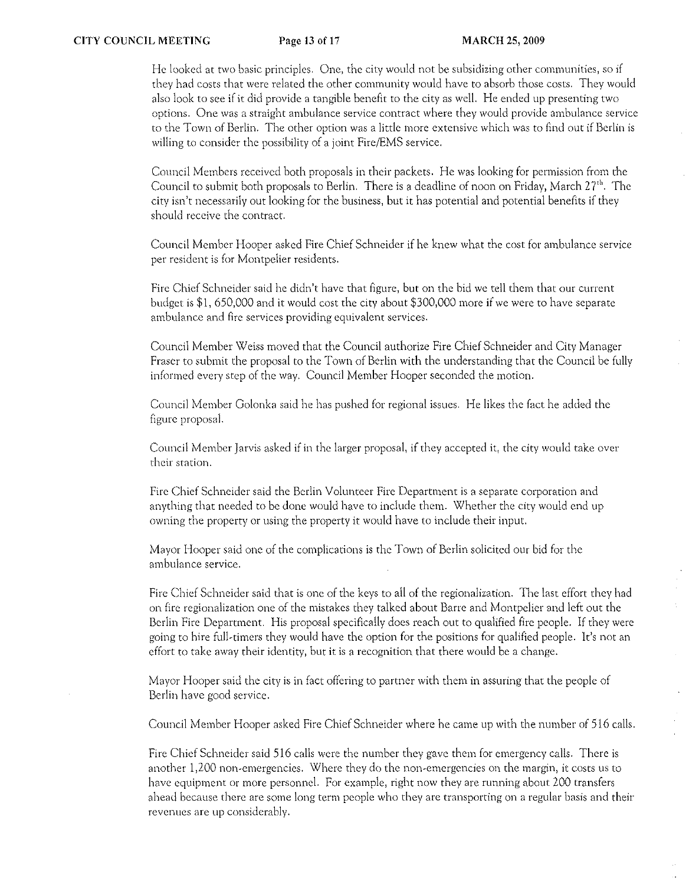He looked at two basic principles. One, the city would not be subsidizing other communities, so if they had costs that were related the other community would have to absorb those costs. They would also look to see if it did provide a tangible benefit to the city as well. He ended up presenting two options. One was a straight ambulance service contract where they would provide ambulance service to the Town of Berlin. The other option was a little more extensive which was to find out if Berlin is willing to consider the possibility of a joint Fire/EMS service.

Council Members received both proposals in their packets. He was looking for permission from the Council to submit both proposals to Berlin. There is a deadline of noon on Friday, March 27th. The city isn't necessarily out looking for the business, but it has potential and potential benefits if they should receive the contract.

Council Member Hooper asked Fire Chief Schneider if he knew what the cost for ambulance service per resident is for Montpelier residents.

Fire Chief Schneider said he didn't have that figure, but on the bid we tell them that our current budget is $1, 650,000 and it would cost the city about $300,000 more if we were to have separate ambulance and fire services providing equivalent services.

Council Member Weiss moved that the Council authorize Fire Chief Schneider and City Manager Fraser to submit the proposal to the Town of Berlin with the understanding that the Council be fully informed every step of the way. Council Member Hooper seconded the motion.

Council Member Golonka said he has pushed for regional issues. He likes the fact he added the figure proposal.

Council Member Jarvis asked if in the larger proposal, if they accepted it, the city would take over their station.

Fire Chief Schneider said the Berlin Volunteer Fire Department is a separate corporation and anything that needed to be done would have to include them. Whether the city would end up owning the property or using the property it would have to include their input.

Mayor Hooper said one of the complications is the Town of Berlin solicited our bid for the ambulance service.

Fire Chief Schneider said that is one of the keys to all of the regionalization. The last effort they had on fire regionalization one of the mistakes they talked about Barre and Montpelier and left out the Berlin Fire Department. His proposal specifically does reach out to qualified fire people. If they were going to hire full-timers they would have the option for the positions for qualified people. It's not an effort to take away their identity, but it is a recognition that there would be a change.

Mayor Hooper said the city is in fact offering to partner with them in assuring that the people of Berlin have good service.

Council Member Hooper asked Fire Chief Schneider where he came up with the number of 516 calls.

Fire Chief Schneider said 516 calls were the number they gave them for emergency calls. There is another 1,200 non-emergencies. Where they do the non-emergencies on the margin, it costs us to have equipment or more personnel. For example, right now they are running about 200 transfers ahead because there are some long term people who they are transporting on a regular basis and their revenues are up considerably.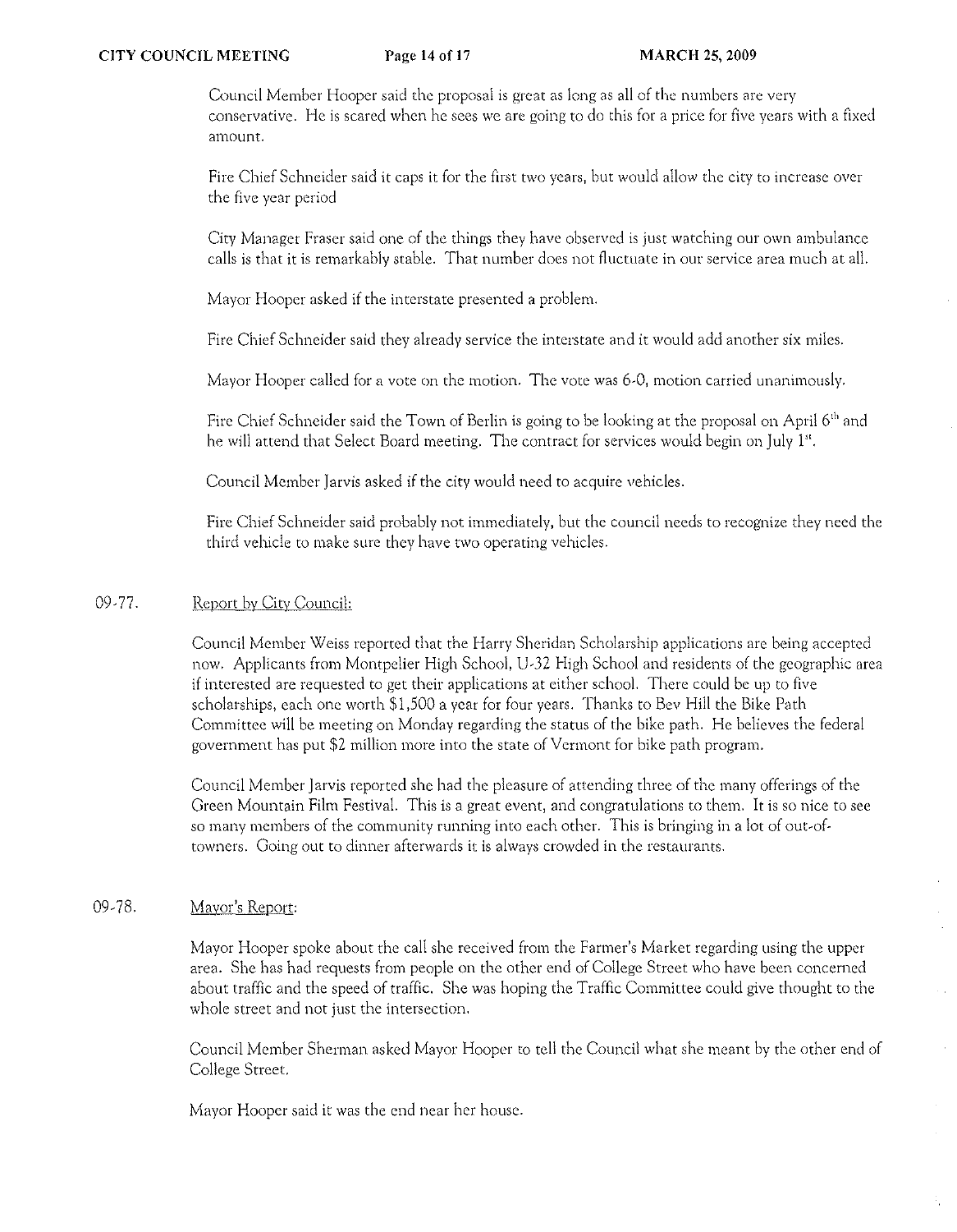Council Member Hooper said the proposal is great as long as all of the numbers are very conservative. He is scared when he sees we are going to do this for a price for five years with a fixed amount.

Fire Chief Schneider said it caps it for the first two years, but would allow the city to increase over the five year period

City Manager Fraser said one of the things they have observed is just watching our own ambulance calls is that it is remarkably stable. That number does not fluctuate in our service area much at all.

Mayor Hooper asked if the interstate presented a problem.

Fire Chief Schneider said they already service the interstate and it would add another six miles.

Mayor Hooper called for a vote on the motion. The vote was 6-0, motion carried unanimously.

Fire Chief Schneider said the Town of Berlin is going to be looking at the proposal on April 6th and he will attend that Select Board meeting. The contract for services would begin on July 1st.

Council Member Jarvis asked if the city would need to acquire vehicles.

Fire Chief Schneider said probably not immediately, but the council needs to recognize they need the third vehicle to make sure they have two operating vehicles.

09-77. Report by City Council:

Council Member Weiss reported that the Harry Sheridan Scholarship applications are being accepted now. Applicants from Montpelier High School, U-32 High School and residents of the geographic area if interested are requested to get their applications at either school. There could be up to five scholarships, each one worth $1,500 a year for four years. Thanks to Bev Hill the Bike Path Committee will be meeting on Monday regarding the status of the bike path. He believes the federal government has put $2 million more into the state of Vermont for bike path program.

Council Member Jarvis reported she had the pleasure of attending three of the many offerings of the Green Mountain Film Festival. This is a great event, and congratulations to them. It is so nice to see so many members of the community running into each other. This is bringing in a lot of out-of-towners. Going out to dinner afterwards it is always crowded in the restaurants.

09-78. Mayor's Report:

Mayor Hooper spoke about the call she received from the Farmer's Market regarding using the upper area. She has had requests from people on the other end of College Street who have been concerned about traffic and the speed of traffic. She was hoping the Traffic Committee could give thought to the whole street and not just the intersection.

Council Member Sherman asked Mayor Hooper to tell the Council what she meant by the other end of College Street.

Mayor Hooper said it was the end near her house.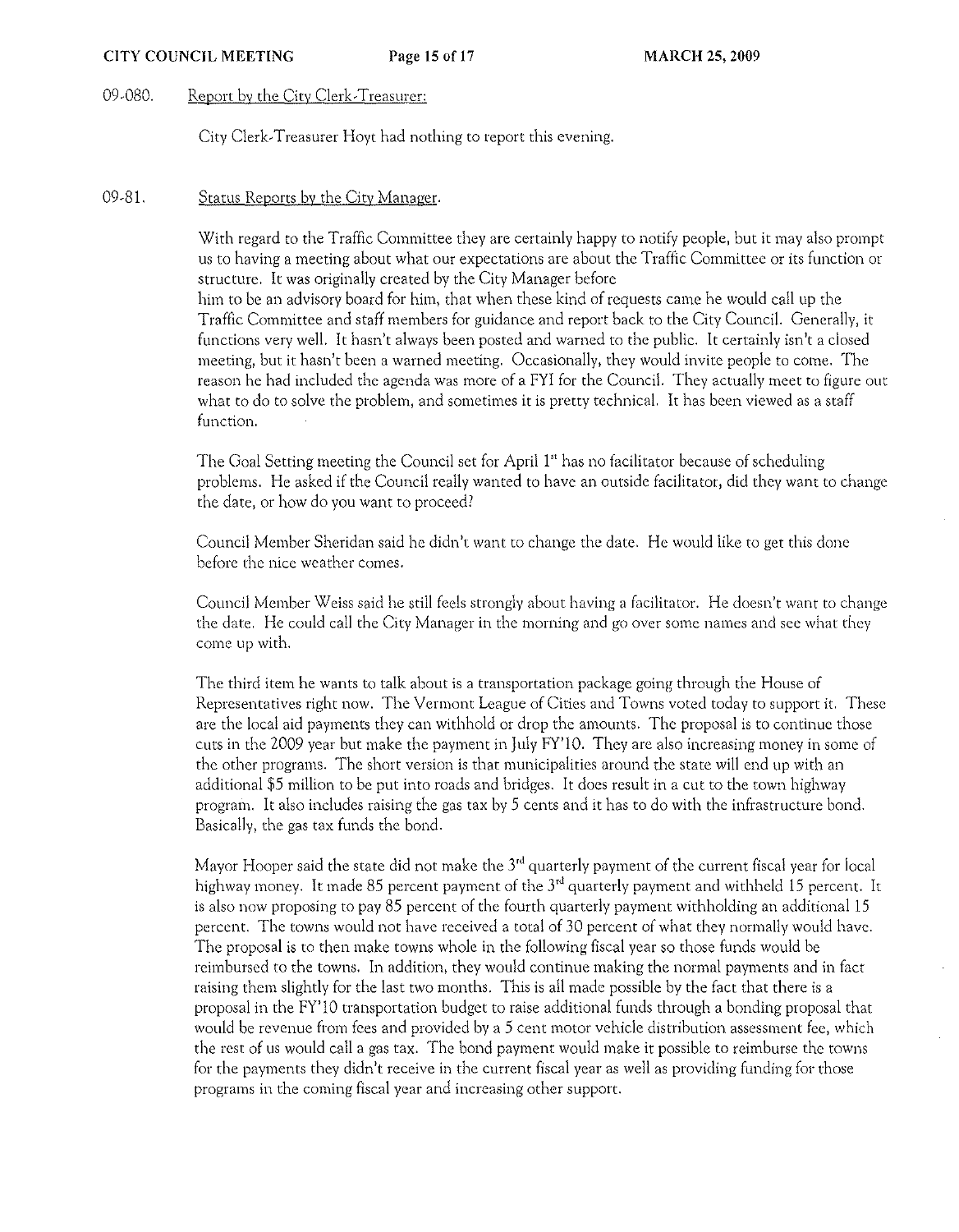09-080. Report by the City Clerk-Treasurer:

City Clerk-Treasurer Hoyt had nothing to report this evening.

09-81. Status Reports by the City Manager.

With regard to the Traffic Committee they are certainly happy to notify people, but it may also prompt us to having a meeting about what our expectations are about the Traffic Committee or its function or structure. It was originally created by the City Manager before him to be an advisory board for him, that when these kind of requests came he would call up the Traffic Committee and staff members for guidance and report back to the City Council. Generally, it functions very well. It hasn't always been posted and warned to the public. It certainly isn't a closed meeting, but it hasn't been a warned meeting. Occasionally, they would invite people to come. The reason he had included the agenda was more of a FYI for the Council. They actually meet to figure out what to do to solve the problem, and sometimes it is pretty technical. It has been viewed as a staff function.

The Goal Setting meeting the Council set for April 1st has no facilitator because of scheduling problems. He asked if the Council really wanted to have an outside facilitator, did they want to change the date, or how do you want to proceed?

Council Member Sheridan said he didn't want to change the date. He would like to get this done before the nice weather comes.

Council Member Weiss said he still feels strongly about having a facilitator. He doesn't want to change the date. He could call the City Manager in the morning and go over some names and see what they come up with.

The third item he wants to talk about is a transportation package going through the House of Representatives right now. The Vermont League of Cities and Towns voted today to support it. These are the local aid payments they can withhold or drop the amounts. The proposal is to continue those cuts in the 2009 year but make the payment in July FY'10. They are also increasing money in some of the other programs. The short version is that municipalities around the state will end up with an additional $5 million to be put into roads and bridges. It does result in a cut to the town highway program. It also includes raising the gas tax by 5 cents and it has to do with the infrastructure bond. Basically, the gas tax funds the bond.

Mayor Hooper said the state did not make the 3rd quarterly payment of the current fiscal year for local highway money. It made 85 percent payment of the 3rd quarterly payment and withheld 15 percent. It is also now proposing to pay 85 percent of the fourth quarterly payment withholding an additional 15 percent. The towns would not have received a total of 30 percent of what they normally would have. The proposal is to then make towns whole in the following fiscal year so those funds would be reimbursed to the towns. In addition, they would continue making the normal payments and in fact raising them slightly for the last two months. This is all made possible by the fact that there is a proposal in the FY'10 transportation budget to raise additional funds through a bonding proposal that would be revenue from fees and provided by a 5 cent motor vehicle distribution assessment fee, which the rest of us would call a gas tax. The bond payment would make it possible to reimburse the towns for the payments they didn't receive in the current fiscal year as well as providing funding for those programs in the coming fiscal year and increasing other support.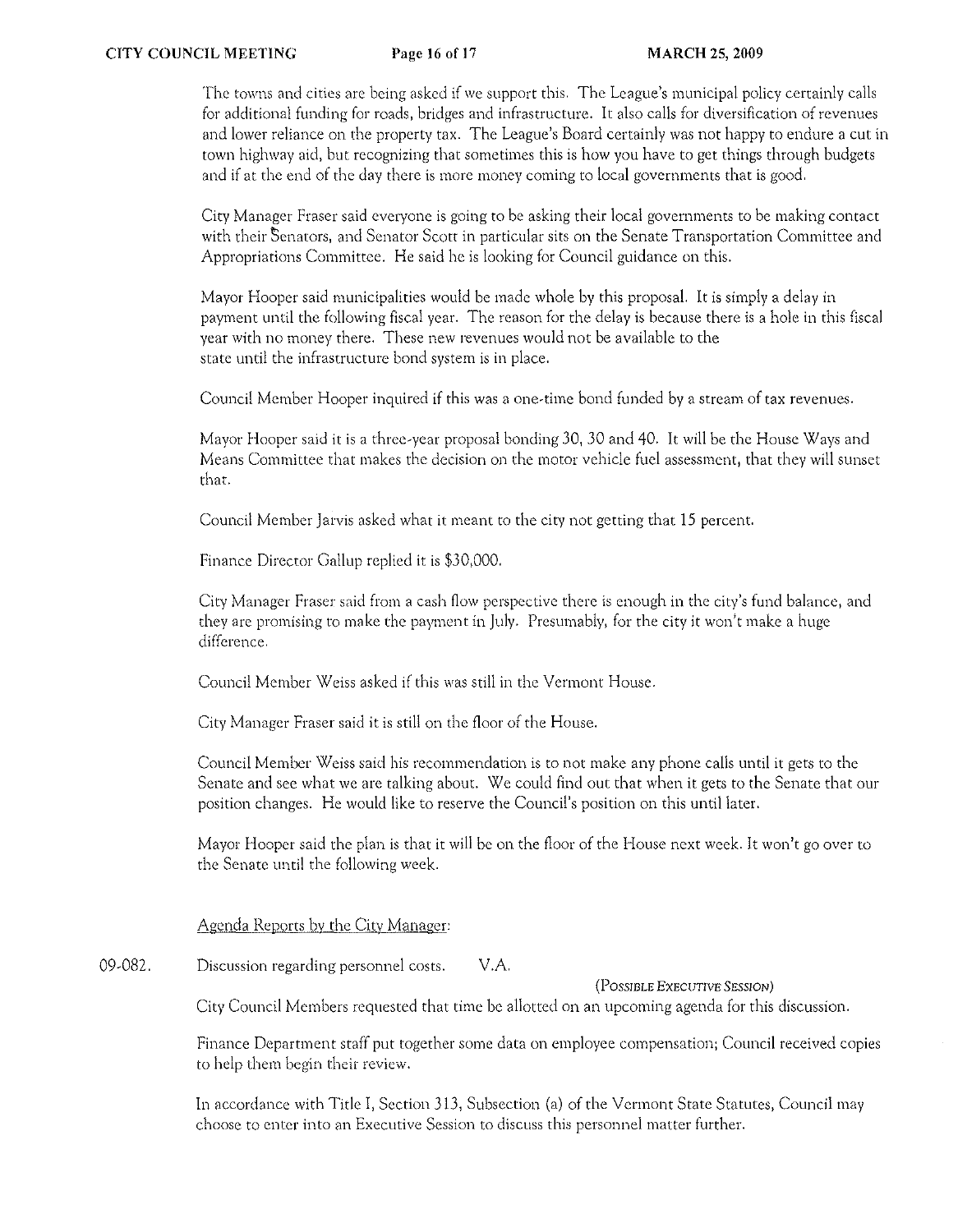The towns and cities are being asked if we support this. The League's municipal policy certainly calls for additional funding for roads, bridges and infrastructure. It also calls for diversification of revenues and lower reliance on the property tax. The League's Board certainly was not happy to endure a cut in town highway aid, but recognizing that sometimes this is how you have to get things through budgets and if at the end of the day there is more money coming to local governments that is good.

City Manager Fraser said everyone is going to be asking their local governments to be making contact with their Senators, and Senator Scott in particular sits on the Senate Transportation Committee and Appropriations Committee. He said he is looking for Council guidance on this.

Mayor Hooper said municipalities would be made whole by this proposal. It is simply a delay in payment until the following fiscal year. The reason for the delay is because there is a hole in this fiscal year with no money there. These new revenues would not be available to the state until the infrastructure bond system is in place.

Council Member Hooper inquired if this was a one-time bond funded by a stream of tax revenues.

Mayor Hooper said it is a three-year proposal bonding 30, 30 and 40. It will be the House Ways and Means Committee that makes the decision on the motor vehicle fuel assessment, that they will sunset that.

Council Member Jarvis asked what it meant to the city not getting that 15 percent.

Finance Director Gallup replied it is $30,000.

City Manager Fraser said from a cash flow perspective there is enough in the city's fund balance, and they are promising to make the payment in July. Presumably, for the city it won't make a huge difference.

Council Member Weiss asked if this was still in the Vermont House.

City Manager Fraser said it is still on the floor of the House.

Council Member Weiss said his recommendation is to not make any phone calls until it gets to the Senate and see what we are talking about. We could find out that when it gets to the Senate that our position changes. He would like to reserve the Council's position on this until later.

Mayor Hooper said the plan is that it will be on the floor of the House next week. It won't go over to the Senate until the following week.

Agenda Reports by the City Manager:

09-082. Discussion regarding personnel costs. V.A.

(Possible Executive Session)

City Council Members requested that time be allotted on an upcoming agenda for this discussion.

Finance Department staff put together some data on employee compensation; Council received copies to help them begin their review.

In accordance with Title I, Section 313, Subsection (a) of the Vermont State Statutes, Council may choose to enter into an Executive Session to discuss this personnel matter further.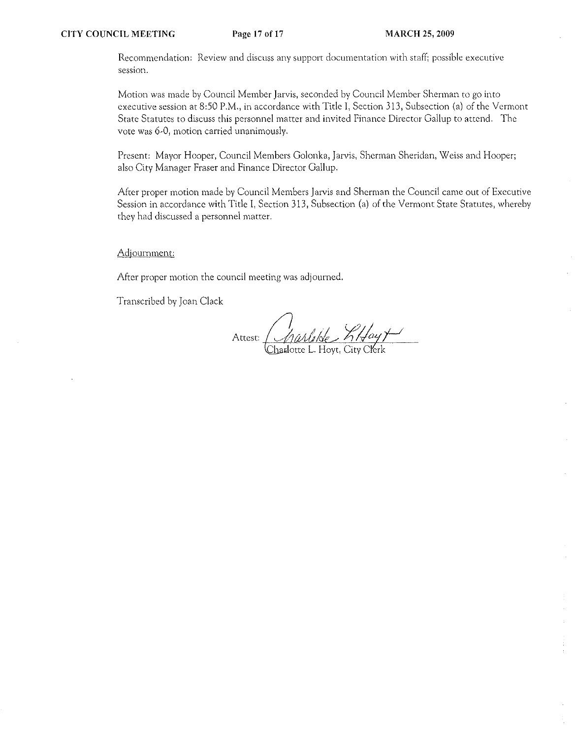Recommendation: Review and discuss any support documentation with staff; possible executive session.

Motion was made by Council Member Jarvis, seconded by Council Member Sherman to go into executive session at 8:50 P.M., in accordance with Title I, Section 313, Subsection (a) of the Vermont State Statutes to discuss this personnel matter and invited Finance Director Gallup to attend. The vote was 6-0, motion carried unanimously.

Present: Mayor Hooper, Council Members Golonka, Jarvis, Sherman Sheridan, Weiss and Hooper; also City Manager Fraser and Finance Director Gallup.

After proper motion made by Council Members Jarvis and Sherman the Council came out of Executive Session in accordance with Title I, Section 313, Subsection (a) of the Vermont State Statutes, whereby they had discussed a personnel matter.

Adjournment:

After proper motion the council meeting was adjourned.

Transcribed by Joan Clack

Attest: Charlotte L Hoyt
Charlotte L. Hoyt, City Clerk